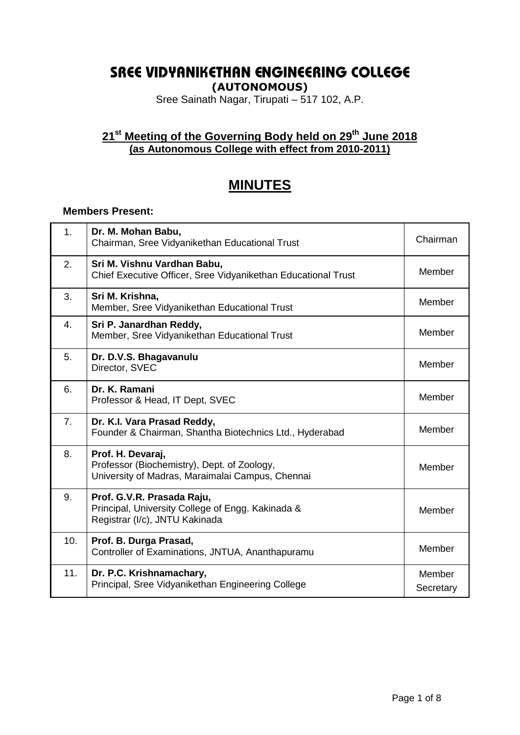# SREE VIDYANIKETHAN ENGINEERING COLLEGE

**(AUTONOMOUS)**

Sree Sainath Nagar, Tirupati – 517 102, A.P.

## 21st Meeting of the Governing Body held on 29th June 2018
**(as Autonomous College with effect from 2010-2011)**

# MINUTES

**Members Present:**

| | | |
|---|---|---|
| 1. | **Dr. M. Mohan Babu,**<br>Chairman, Sree Vidyanikethan Educational Trust | Chairman |
| 2. | **Sri M. Vishnu Vardhan Babu,**<br>Chief Executive Officer, Sree Vidyanikethan Educational Trust | Member |
| 3. | **Sri M. Krishna,**<br>Member, Sree Vidyanikethan Educational Trust | Member |
| 4. | **Sri P. Janardhan Reddy,**<br>Member, Sree Vidyanikethan Educational Trust | Member |
| 5. | **Dr. D.V.S. Bhagavanulu**<br>Director, SVEC | Member |
| 6. | **Dr. K. Ramani**<br>Professor & Head, IT Dept, SVEC | Member |
| 7. | **Dr. K.I. Vara Prasad Reddy,**<br>Founder & Chairman, Shantha Biotechnics Ltd., Hyderabad | Member |
| 8. | **Prof. H. Devaraj,**<br>Professor (Biochemistry), Dept. of Zoology,<br>University of Madras, Maraimalai Campus, Chennai | Member |
| 9. | **Prof. G.V.R. Prasada Raju,**<br>Principal, University College of Engg. Kakinada &<br>Registrar (I/c), JNTU Kakinada | Member |
| 10. | **Prof. B. Durga Prasad,**<br>Controller of Examinations, JNTUA, Ananthapuramu | Member |
| 11. | **Dr. P.C. Krishnamachary,**<br>Principal, Sree Vidyanikethan Engineering College | Member Secretary |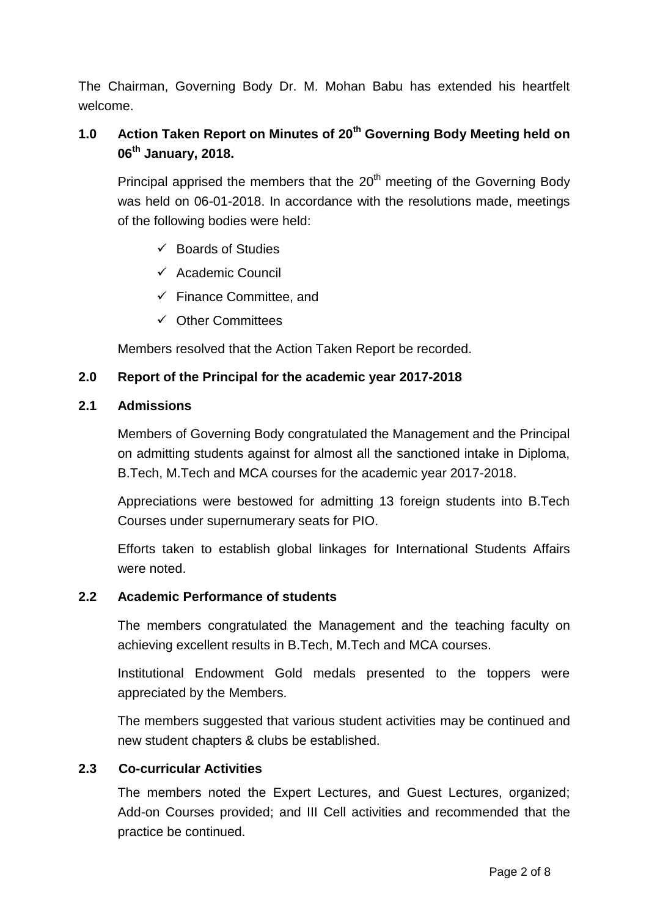The Chairman, Governing Body Dr. M. Mohan Babu has extended his heartfelt welcome.

## 1.0 Action Taken Report on Minutes of 20th Governing Body Meeting held on 06th January, 2018.

Principal apprised the members that the 20th meeting of the Governing Body was held on 06-01-2018. In accordance with the resolutions made, meetings of the following bodies were held:

- ✓ Boards of Studies
- ✓ Academic Council
- ✓ Finance Committee, and
- ✓ Other Committees

Members resolved that the Action Taken Report be recorded.

## 2.0 Report of the Principal for the academic year 2017-2018

### 2.1 Admissions

Members of Governing Body congratulated the Management and the Principal on admitting students against for almost all the sanctioned intake in Diploma, B.Tech, M.Tech and MCA courses for the academic year 2017-2018.

Appreciations were bestowed for admitting 13 foreign students into B.Tech Courses under supernumerary seats for PIO.

Efforts taken to establish global linkages for International Students Affairs were noted.

### 2.2 Academic Performance of students

The members congratulated the Management and the teaching faculty on achieving excellent results in B.Tech, M.Tech and MCA courses.

Institutional Endowment Gold medals presented to the toppers were appreciated by the Members.

The members suggested that various student activities may be continued and new student chapters & clubs be established.

### 2.3 Co-curricular Activities

The members noted the Expert Lectures, and Guest Lectures, organized; Add-on Courses provided; and III Cell activities and recommended that the practice be continued.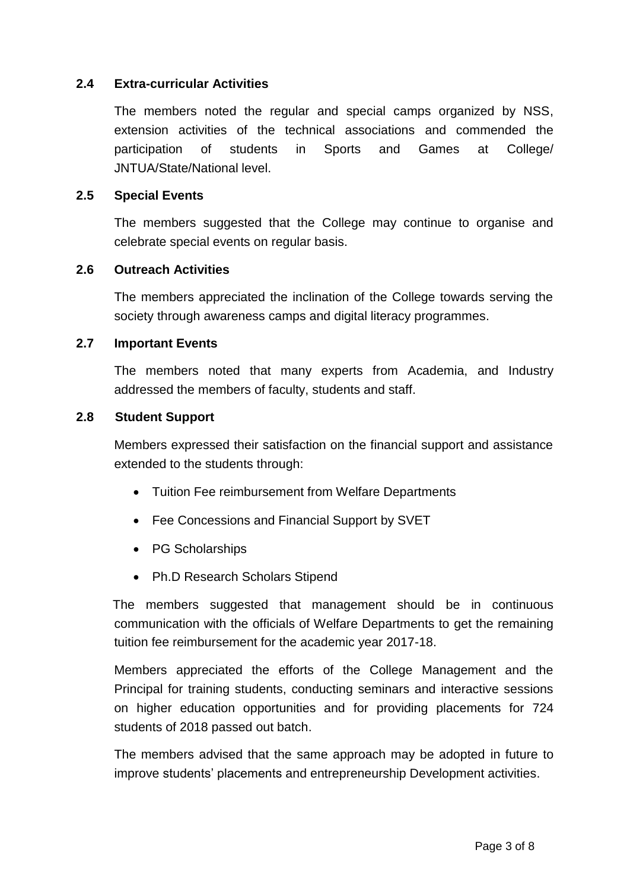### 2.4 Extra-curricular Activities

The members noted the regular and special camps organized by NSS, extension activities of the technical associations and commended the participation of students in Sports and Games at College/ JNTUA/State/National level.

### 2.5 Special Events

The members suggested that the College may continue to organise and celebrate special events on regular basis.

### 2.6 Outreach Activities

The members appreciated the inclination of the College towards serving the society through awareness camps and digital literacy programmes.

### 2.7 Important Events

The members noted that many experts from Academia, and Industry addressed the members of faculty, students and staff.

### 2.8 Student Support

Members expressed their satisfaction on the financial support and assistance extended to the students through:

- Tuition Fee reimbursement from Welfare Departments
- Fee Concessions and Financial Support by SVET
- PG Scholarships
- Ph.D Research Scholars Stipend

The members suggested that management should be in continuous communication with the officials of Welfare Departments to get the remaining tuition fee reimbursement for the academic year 2017-18.

Members appreciated the efforts of the College Management and the Principal for training students, conducting seminars and interactive sessions on higher education opportunities and for providing placements for 724 students of 2018 passed out batch.

The members advised that the same approach may be adopted in future to improve students' placements and entrepreneurship Development activities.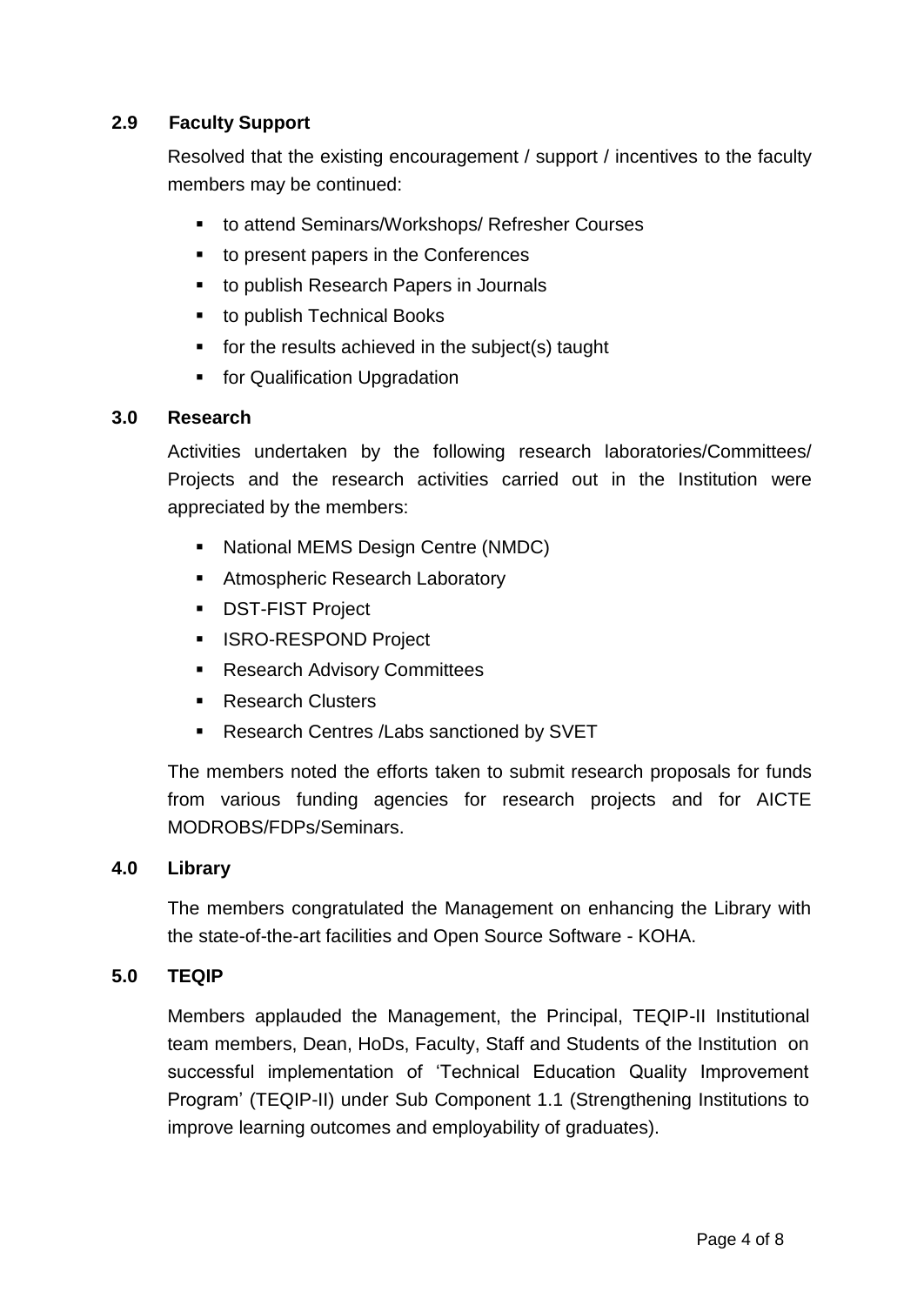### 2.9 Faculty Support

Resolved that the existing encouragement / support / incentives to the faculty members may be continued:

- to attend Seminars/Workshops/ Refresher Courses
- to present papers in the Conferences
- to publish Research Papers in Journals
- to publish Technical Books
- for the results achieved in the subject(s) taught
- for Qualification Upgradation

### 3.0 Research

Activities undertaken by the following research laboratories/Committees/ Projects and the research activities carried out in the Institution were appreciated by the members:

- National MEMS Design Centre (NMDC)
- Atmospheric Research Laboratory
- DST-FIST Project
- ISRO-RESPOND Project
- Research Advisory Committees
- Research Clusters
- Research Centres /Labs sanctioned by SVET

The members noted the efforts taken to submit research proposals for funds from various funding agencies for research projects and for AICTE MODROBS/FDPs/Seminars.

### 4.0 Library

The members congratulated the Management on enhancing the Library with the state-of-the-art facilities and Open Source Software - KOHA.

### 5.0 TEQIP

Members applauded the Management, the Principal, TEQIP-II Institutional team members, Dean, HoDs, Faculty, Staff and Students of the Institution on successful implementation of 'Technical Education Quality Improvement Program' (TEQIP-II) under Sub Component 1.1 (Strengthening Institutions to improve learning outcomes and employability of graduates).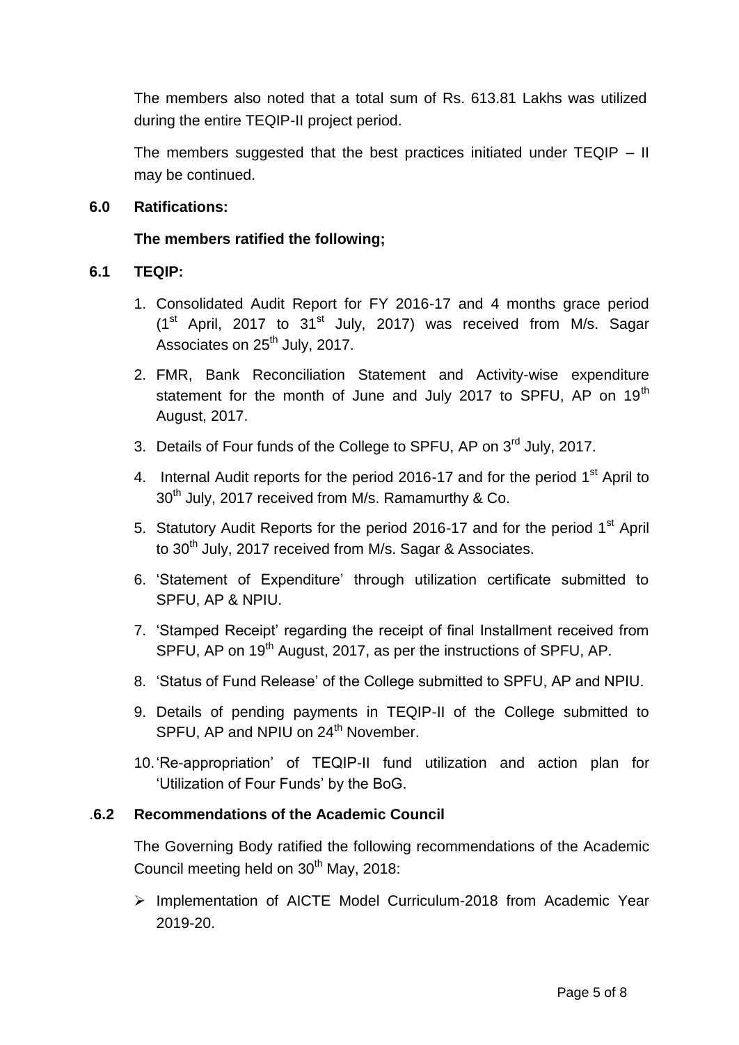The members also noted that a total sum of Rs. 613.81 Lakhs was utilized during the entire TEQIP-II project period.

The members suggested that the best practices initiated under TEQIP – II may be continued.

**6.0 Ratifications:**

**The members ratified the following;**

**6.1 TEQIP:**

1. Consolidated Audit Report for FY 2016-17 and 4 months grace period (1st April, 2017 to 31st July, 2017) was received from M/s. Sagar Associates on 25th July, 2017.
2. FMR, Bank Reconciliation Statement and Activity-wise expenditure statement for the month of June and July 2017 to SPFU, AP on 19th August, 2017.
3. Details of Four funds of the College to SPFU, AP on 3rd July, 2017.
4. Internal Audit reports for the period 2016-17 and for the period 1st April to 30th July, 2017 received from M/s. Ramamurthy & Co.
5. Statutory Audit Reports for the period 2016-17 and for the period 1st April to 30th July, 2017 received from M/s. Sagar & Associates.
6. 'Statement of Expenditure' through utilization certificate submitted to SPFU, AP & NPIU.
7. 'Stamped Receipt' regarding the receipt of final Installment received from SPFU, AP on 19th August, 2017, as per the instructions of SPFU, AP.
8. 'Status of Fund Release' of the College submitted to SPFU, AP and NPIU.
9. Details of pending payments in TEQIP-II of the College submitted to SPFU, AP and NPIU on 24th November.
10. 'Re-appropriation' of TEQIP-II fund utilization and action plan for 'Utilization of Four Funds' by the BoG.

**.6.2 Recommendations of the Academic Council**

The Governing Body ratified the following recommendations of the Academic Council meeting held on 30th May, 2018:

- Implementation of AICTE Model Curriculum-2018 from Academic Year 2019-20.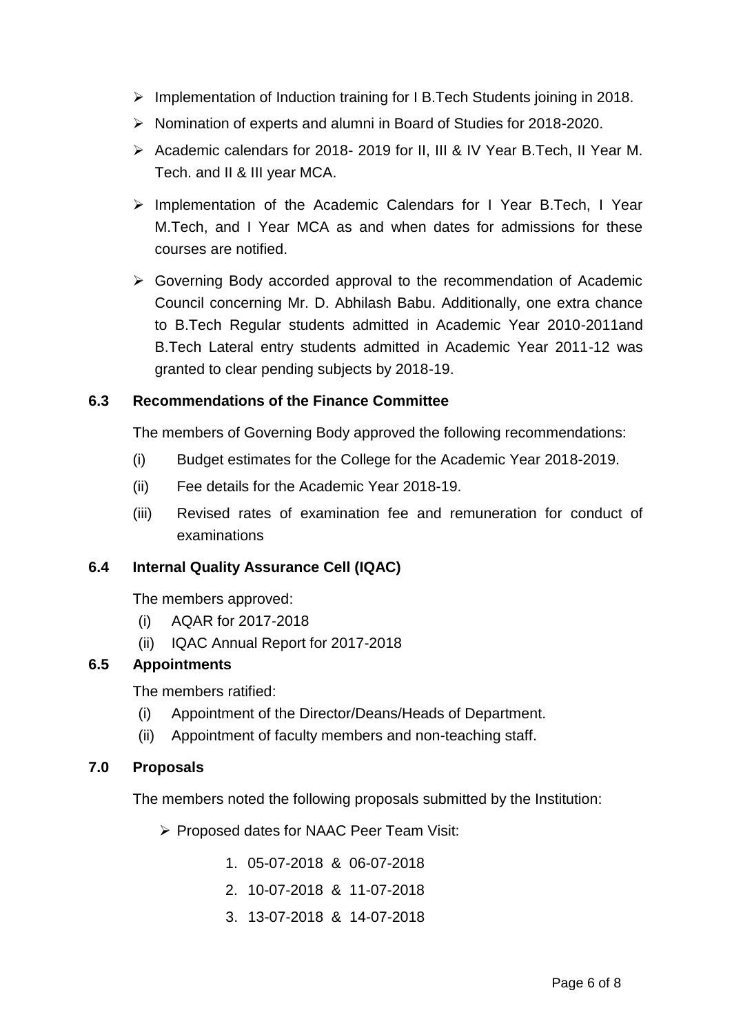- Implementation of Induction training for I B.Tech Students joining in 2018.
- Nomination of experts and alumni in Board of Studies for 2018-2020.
- Academic calendars for 2018- 2019 for II, III & IV Year B.Tech, II Year M. Tech. and II & III year MCA.
- Implementation of the Academic Calendars for I Year B.Tech, I Year M.Tech, and I Year MCA as and when dates for admissions for these courses are notified.
- Governing Body accorded approval to the recommendation of Academic Council concerning Mr. D. Abhilash Babu. Additionally, one extra chance to B.Tech Regular students admitted in Academic Year 2010-2011and B.Tech Lateral entry students admitted in Academic Year 2011-12 was granted to clear pending subjects by 2018-19.

**6.3 Recommendations of the Finance Committee**

The members of Governing Body approved the following recommendations:

(i) Budget estimates for the College for the Academic Year 2018-2019.

(ii) Fee details for the Academic Year 2018-19.

(iii) Revised rates of examination fee and remuneration for conduct of examinations

**6.4 Internal Quality Assurance Cell (IQAC)**

The members approved:

(i) AQAR for 2017-2018

(ii) IQAC Annual Report for 2017-2018

**6.5 Appointments**

The members ratified:

(i) Appointment of the Director/Deans/Heads of Department.

(ii) Appointment of faculty members and non-teaching staff.

**7.0 Proposals**

The members noted the following proposals submitted by the Institution:

- Proposed dates for NAAC Peer Team Visit:
    1. 05-07-2018 & 06-07-2018
    2. 10-07-2018 & 11-07-2018
    3. 13-07-2018 & 14-07-2018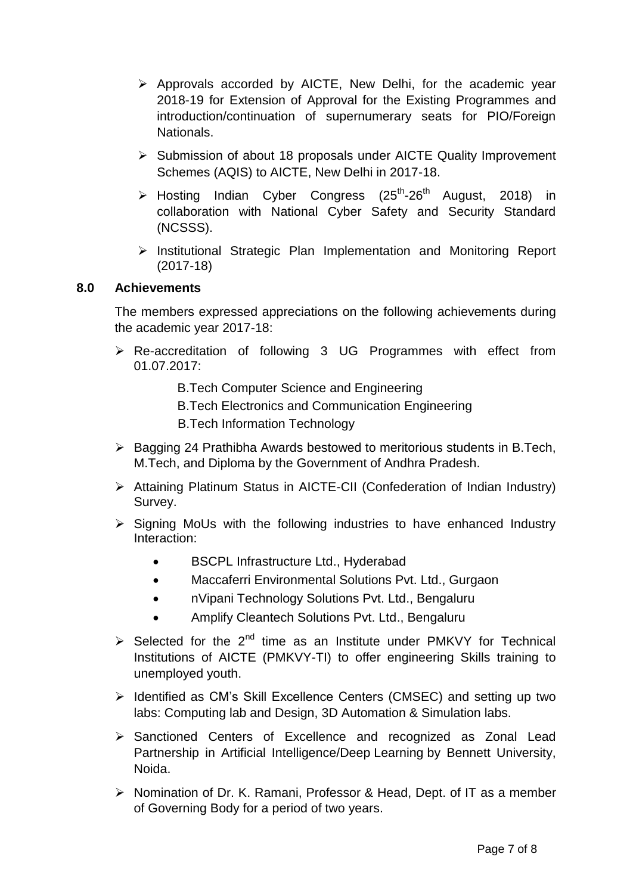- Approvals accorded by AICTE, New Delhi, for the academic year 2018-19 for Extension of Approval for the Existing Programmes and introduction/continuation of supernumerary seats for PIO/Foreign Nationals.
- Submission of about 18 proposals under AICTE Quality Improvement Schemes (AQIS) to AICTE, New Delhi in 2017-18.
- Hosting Indian Cyber Congress ($25^{th}$-$26^{th}$ August, 2018) in collaboration with National Cyber Safety and Security Standard (NCSSS).
- Institutional Strategic Plan Implementation and Monitoring Report (2017-18)

## 8.0 Achievements

The members expressed appreciations on the following achievements during the academic year 2017-18:

- Re-accreditation of following 3 UG Programmes with effect from 01.07.2017:

  B.Tech Computer Science and Engineering
  B.Tech Electronics and Communication Engineering
  B.Tech Information Technology

- Bagging 24 Prathibha Awards bestowed to meritorious students in B.Tech, M.Tech, and Diploma by the Government of Andhra Pradesh.
- Attaining Platinum Status in AICTE-CII (Confederation of Indian Industry) Survey.
- Signing MoUs with the following industries to have enhanced Industry Interaction:
  - BSCPL Infrastructure Ltd., Hyderabad
  - Maccaferri Environmental Solutions Pvt. Ltd., Gurgaon
  - nVipani Technology Solutions Pvt. Ltd., Bengaluru
  - Amplify Cleantech Solutions Pvt. Ltd., Bengaluru
- Selected for the $2^{nd}$ time as an Institute under PMKVY for Technical Institutions of AICTE (PMKVY-TI) to offer engineering Skills training to unemployed youth.
- Identified as CM's Skill Excellence Centers (CMSEC) and setting up two labs: Computing lab and Design, 3D Automation & Simulation labs.
- Sanctioned Centers of Excellence and recognized as Zonal Lead Partnership in Artificial Intelligence/Deep Learning by Bennett University, Noida.
- Nomination of Dr. K. Ramani, Professor & Head, Dept. of IT as a member of Governing Body for a period of two years.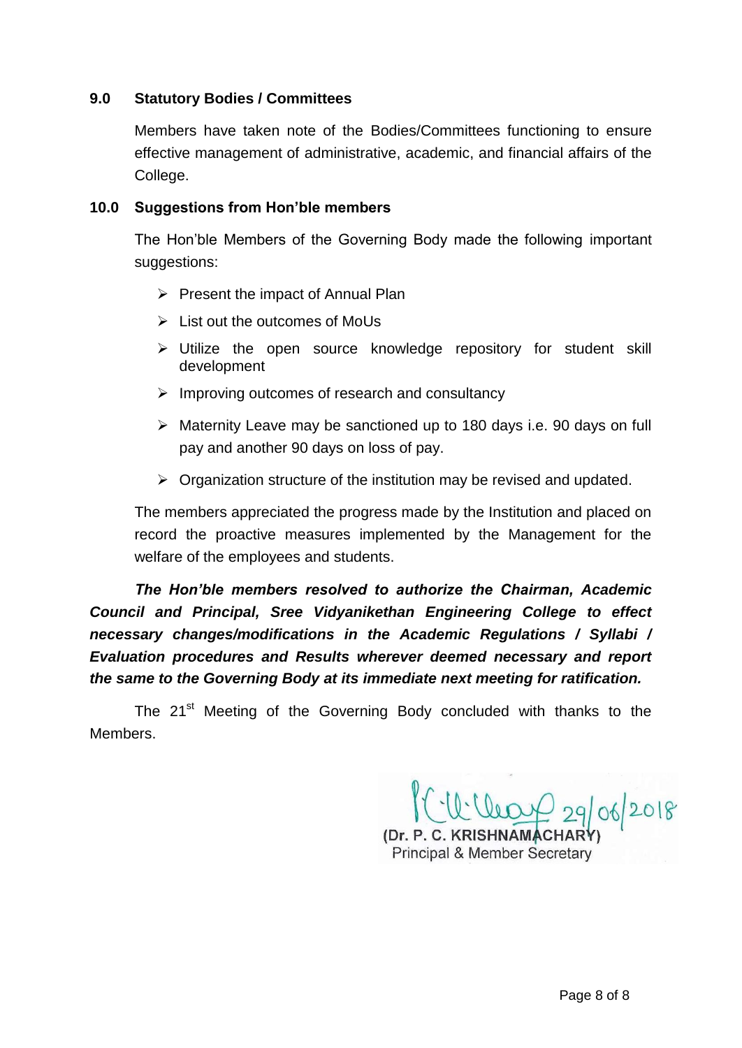### 9.0 Statutory Bodies / Committees

Members have taken note of the Bodies/Committees functioning to ensure effective management of administrative, academic, and financial affairs of the College.

### 10.0 Suggestions from Hon'ble members

The Hon'ble Members of the Governing Body made the following important suggestions:

- Present the impact of Annual Plan
- List out the outcomes of MoUs
- Utilize the open source knowledge repository for student skill development
- Improving outcomes of research and consultancy
- Maternity Leave may be sanctioned up to 180 days i.e. 90 days on full pay and another 90 days on loss of pay.
- Organization structure of the institution may be revised and updated.

The members appreciated the progress made by the Institution and placed on record the proactive measures implemented by the Management for the welfare of the employees and students.

***The Hon'ble members resolved to authorize the Chairman, Academic Council and Principal, Sree Vidyanikethan Engineering College to effect necessary changes/modifications in the Academic Regulations / Syllabi / Evaluation procedures and Results wherever deemed necessary and report the same to the Governing Body at its immediate next meeting for ratification.***

The 21st Meeting of the Governing Body concluded with thanks to the Members.

29/06/2018

(Dr. P. C. KRISHNAMACHARY)
Principal & Member Secretary